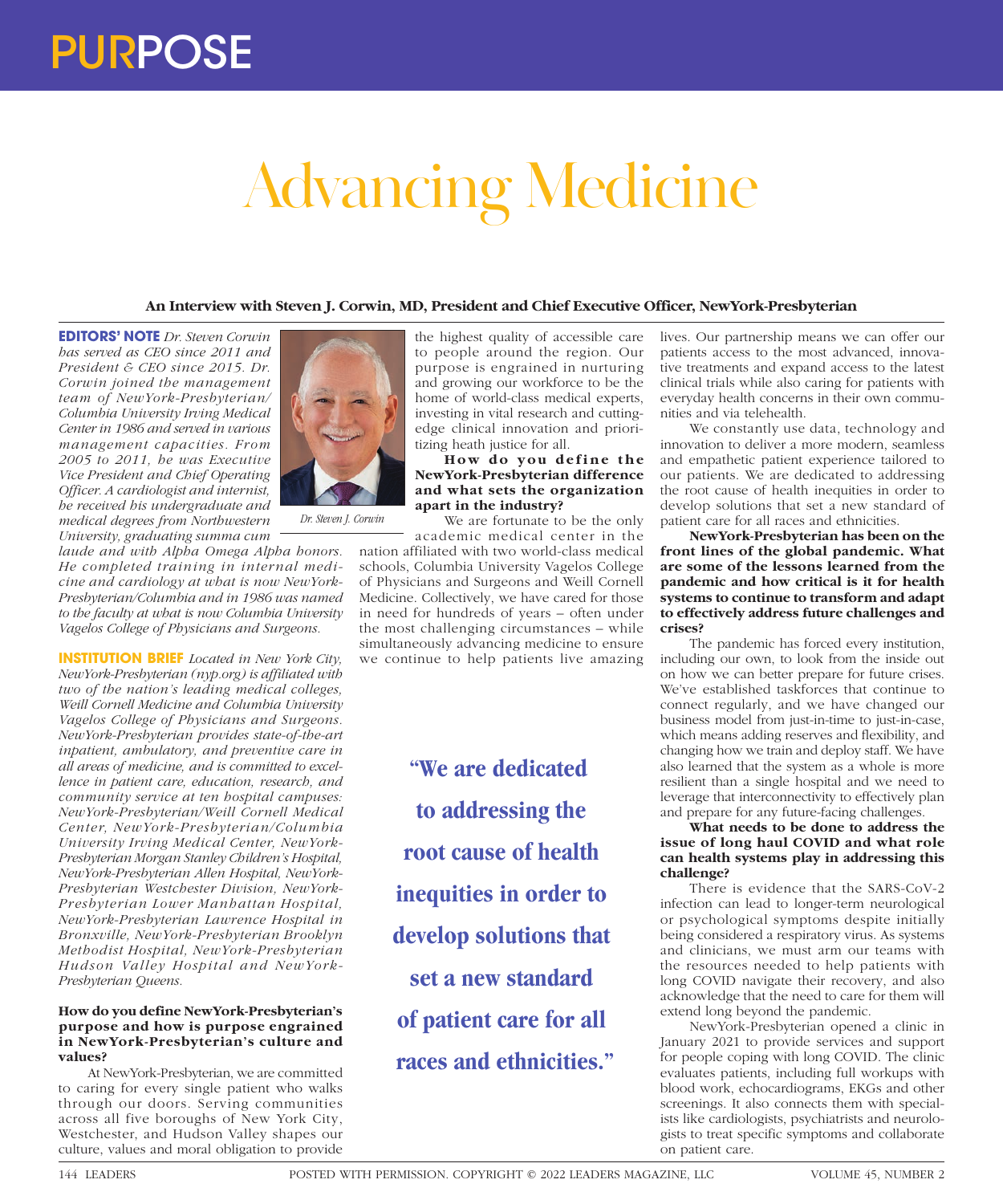# PURPOSE

# Advancing Medicine

**An Interview with Steven J. Corwin, MD, President and Chief Executive Officer, NewYork-Presbyterian**

**EDITORS' NOTE** *Dr. Steven Corwin has served as CEO since 2011 and President & CEO since 2015. Dr. Corwin joined the management team of NewYork-Presbyterian/Columbia University Irving Medical Center in 1986 and served in various management capacities. From 2005 to 2011, he was Executive Vice President and Chief Operating Officer. A cardiologist and internist, he received his undergraduate and medical degrees from Northwestern University, graduating summa cum laude and with Alpha Omega Alpha honors. He completed training in internal medicine and cardiology at what is now NewYork-Presbyterian/Columbia and in 1986 was named to the faculty at what is now Columbia University Vagelos College of Physicians and Surgeons.*

Dr. Steven J. Corwin

**INSTITUTION BRIEF** *Located in New York City, NewYork-Presbyterian (nyp.org) is affiliated with two of the nation's leading medical colleges, Weill Cornell Medicine and Columbia University Vagelos College of Physicians and Surgeons. NewYork-Presbyterian provides state-of-the-art inpatient, ambulatory, and preventive care in all areas of medicine, and is committed to excellence in patient care, education, research, and community service at ten hospital campuses: NewYork-Presbyterian/Weill Cornell Medical Center, NewYork-Presbyterian/Columbia University Irving Medical Center, NewYork-Presbyterian Morgan Stanley Children's Hospital, NewYork-Presbyterian Allen Hospital, NewYork-Presbyterian Westchester Division, NewYork-Presbyterian Lower Manhattan Hospital, NewYork-Presbyterian Lawrence Hospital in Bronxville, NewYork-Presbyterian Brooklyn Methodist Hospital, NewYork-Presbyterian Hudson Valley Hospital and NewYork-Presbyterian Queens.*

**How do you define NewYork-Presbyterian's purpose and how is purpose engrained in NewYork-Presbyterian's culture and values?**

At NewYork-Presbyterian, we are committed to caring for every single patient who walks through our doors. Serving communities across all five boroughs of New York City, Westchester, and Hudson Valley shapes our culture, values and moral obligation to provide the highest quality of accessible care to people around the region. Our purpose is engrained in nurturing and growing our workforce to be the home of world-class medical experts, investing in vital research and cutting-edge clinical innovation and prioritizing heath justice for all.

**How do you define the NewYork-Presbyterian difference and what sets the organization apart in the industry?**

We are fortunate to be the only academic medical center in the nation affiliated with two world-class medical schools, Columbia University Vagelos College of Physicians and Surgeons and Weill Cornell Medicine. Collectively, we have cared for those in need for hundreds of years – often under the most challenging circumstances – while simultaneously advancing medicine to ensure we continue to help patients live amazing lives. Our partnership means we can offer our patients access to the most advanced, innovative treatments and expand access to the latest clinical trials while also caring for patients with everyday health concerns in their own communities and via telehealth.

We constantly use data, technology and innovation to deliver a more modern, seamless and empathetic patient experience tailored to our patients. We are dedicated to addressing the root cause of health inequities in order to develop solutions that set a new standard of patient care for all races and ethnicities.

> "We are dedicated to addressing the root cause of health inequities in order to develop solutions that set a new standard of patient care for all races and ethnicities."

**NewYork-Presbyterian has been on the front lines of the global pandemic. What are some of the lessons learned from the pandemic and how critical is it for health systems to continue to transform and adapt to effectively address future challenges and crises?**

The pandemic has forced every institution, including our own, to look from the inside out on how we can better prepare for future crises. We've established taskforces that continue to connect regularly, and we have changed our business model from just-in-time to just-in-case, which means adding reserves and flexibility, and changing how we train and deploy staff. We have also learned that the system as a whole is more resilient than a single hospital and we need to leverage that interconnectivity to effectively plan and prepare for any future-facing challenges.

**What needs to be done to address the issue of long haul COVID and what role can health systems play in addressing this challenge?**

There is evidence that the SARS-CoV-2 infection can lead to longer-term neurological or psychological symptoms despite initially being considered a respiratory virus. As systems and clinicians, we must arm our teams with the resources needed to help patients with long COVID navigate their recovery, and also acknowledge that the need to care for them will extend long beyond the pandemic.

NewYork-Presbyterian opened a clinic in January 2021 to provide services and support for people coping with long COVID. The clinic evaluates patients, including full workups with blood work, echocardiograms, EKGs and other screenings. It also connects them with specialists like cardiologists, psychiatrists and neurologists to treat specific symptoms and collaborate on patient care.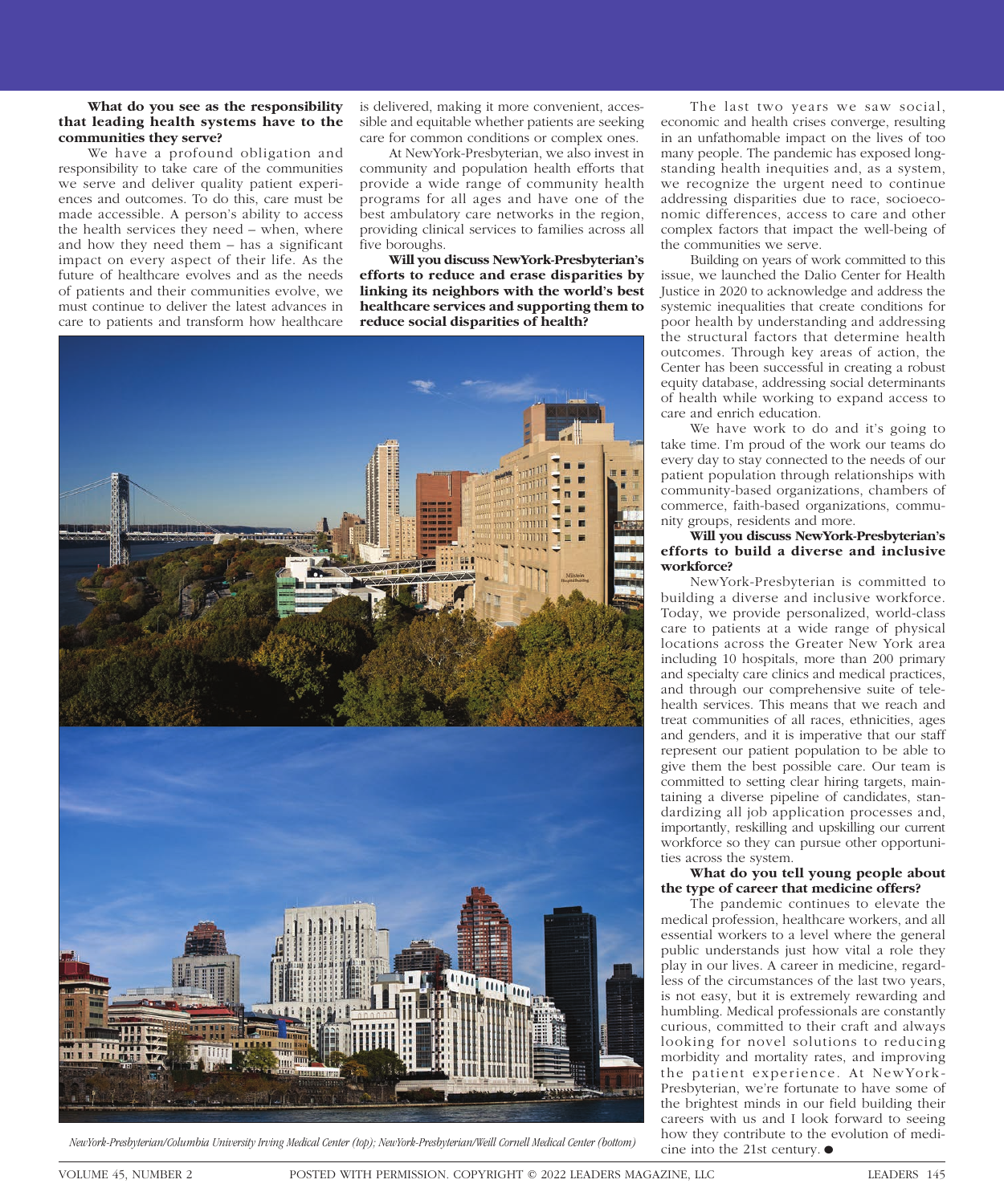**What do you see as the responsibility that leading health systems have to the communities they serve?**

We have a profound obligation and responsibility to take care of the communities we serve and deliver quality patient experiences and outcomes. To do this, care must be made accessible. A person's ability to access the health services they need – when, where and how they need them – has a significant impact on every aspect of their life. As the future of healthcare evolves and as the needs of patients and their communities evolve, we must continue to deliver the latest advances in care to patients and transform how healthcare is delivered, making it more convenient, accessible and equitable whether patients are seeking care for common conditions or complex ones.

At NewYork-Presbyterian, we also invest in community and population health efforts that provide a wide range of community health programs for all ages and have one of the best ambulatory care networks in the region, providing clinical services to families across all five boroughs.

**Will you discuss NewYork-Presbyterian's efforts to reduce and erase disparities by linking its neighbors with the world's best healthcare services and supporting them to reduce social disparities of health?**

The last two years we saw social, economic and health crises converge, resulting in an unfathomable impact on the lives of too many people. The pandemic has exposed longstanding health inequities and, as a system, we recognize the urgent need to continue addressing disparities due to race, socioeconomic differences, access to care and other complex factors that impact the well-being of the communities we serve.

Building on years of work committed to this issue, we launched the Dalio Center for Health Justice in 2020 to acknowledge and address the systemic inequalities that create conditions for poor health by understanding and addressing the structural factors that determine health outcomes. Through key areas of action, the Center has been successful in creating a robust equity database, addressing social determinants of health while working to expand access to care and enrich education.

We have work to do and it's going to take time. I'm proud of the work our teams do every day to stay connected to the needs of our patient population through relationships with community-based organizations, chambers of commerce, faith-based organizations, community groups, residents and more.

**Will you discuss NewYork-Presbyterian's efforts to build a diverse and inclusive workforce?**

NewYork-Presbyterian is committed to building a diverse and inclusive workforce. Today, we provide personalized, world-class care to patients at a wide range of physical locations across the Greater New York area including 10 hospitals, more than 200 primary and specialty care clinics and medical practices, and through our comprehensive suite of telehealth services. This means that we reach and treat communities of all races, ethnicities, ages and genders, and it is imperative that our staff represent our patient population to be able to give them the best possible care. Our team is committed to setting clear hiring targets, maintaining a diverse pipeline of candidates, standardizing all job application processes and, importantly, reskilling and upskilling our current workforce so they can pursue other opportunities across the system.

**What do you tell young people about the type of career that medicine offers?**

The pandemic continues to elevate the medical profession, healthcare workers, and all essential workers to a level where the general public understands just how vital a role they play in our lives. A career in medicine, regardless of the circumstances of the last two years, is not easy, but it is extremely rewarding and humbling. Medical professionals are constantly curious, committed to their craft and always looking for novel solutions to reducing morbidity and mortality rates, and improving the patient experience. At NewYork-Presbyterian, we're fortunate to have some of the brightest minds in our field building their careers with us and I look forward to seeing how they contribute to the evolution of medicine into the 21st century. ●

*NewYork-Presbyterian/Columbia University Irving Medical Center (top); NewYork-Presbyterian/Weill Cornell Medical Center (bottom)*